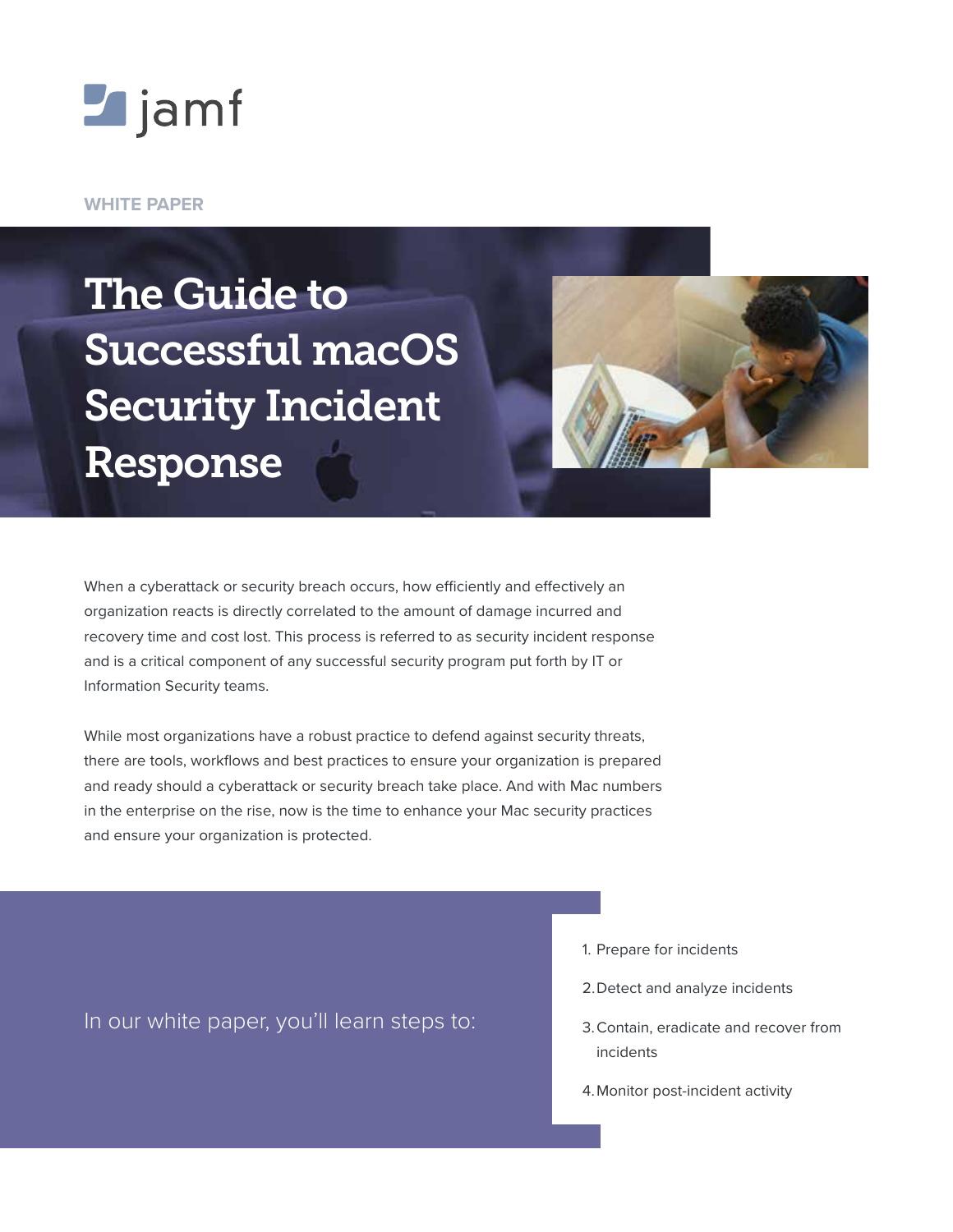jamf

WHITE PAPER

# The Guide to Successful macOS Security Incident Response

When a cyberattack or security breach occurs, how efficiently and effectively an organization reacts is directly correlated to the amount of damage incurred and recovery time and cost lost. This process is referred to as security incident response and is a critical component of any successful security program put forth by IT or Information Security teams.

While most organizations have a robust practice to defend against security threats, there are tools, workflows and best practices to ensure your organization is prepared and ready should a cyberattack or security breach take place. And with Mac numbers in the enterprise on the rise, now is the time to enhance your Mac security practices and ensure your organization is protected.

In our white paper, you'll learn steps to:

1. Prepare for incidents
2. Detect and analyze incidents
3. Contain, eradicate and recover from incidents
4. Monitor post-incident activity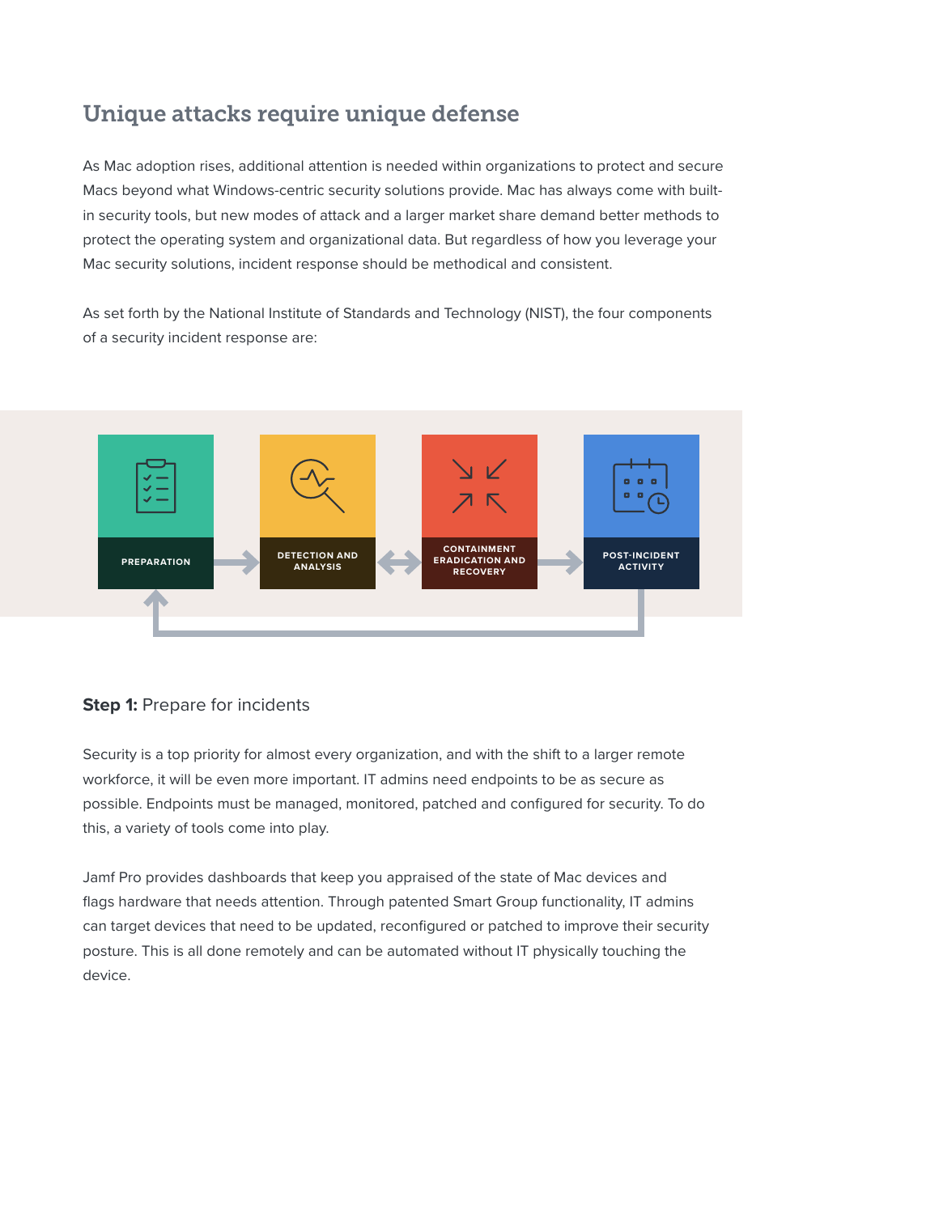## Unique attacks require unique defense

As Mac adoption rises, additional attention is needed within organizations to protect and secure Macs beyond what Windows-centric security solutions provide. Mac has always come with built-in security tools, but new modes of attack and a larger market share demand better methods to protect the operating system and organizational data. But regardless of how you leverage your Mac security solutions, incident response should be methodical and consistent.

As set forth by the National Institute of Standards and Technology (NIST), the four components of a security incident response are:

PREPARATION → DETECTION AND ANALYSIS ↔ CONTAINMENT ERADICATION AND RECOVERY → POST-INCIDENT ACTIVITY

### **Step 1:** Prepare for incidents

Security is a top priority for almost every organization, and with the shift to a larger remote workforce, it will be even more important. IT admins need endpoints to be as secure as possible. Endpoints must be managed, monitored, patched and configured for security. To do this, a variety of tools come into play.

Jamf Pro provides dashboards that keep you appraised of the state of Mac devices and flags hardware that needs attention. Through patented Smart Group functionality, IT admins can target devices that need to be updated, reconfigured or patched to improve their security posture. This is all done remotely and can be automated without IT physically touching the device.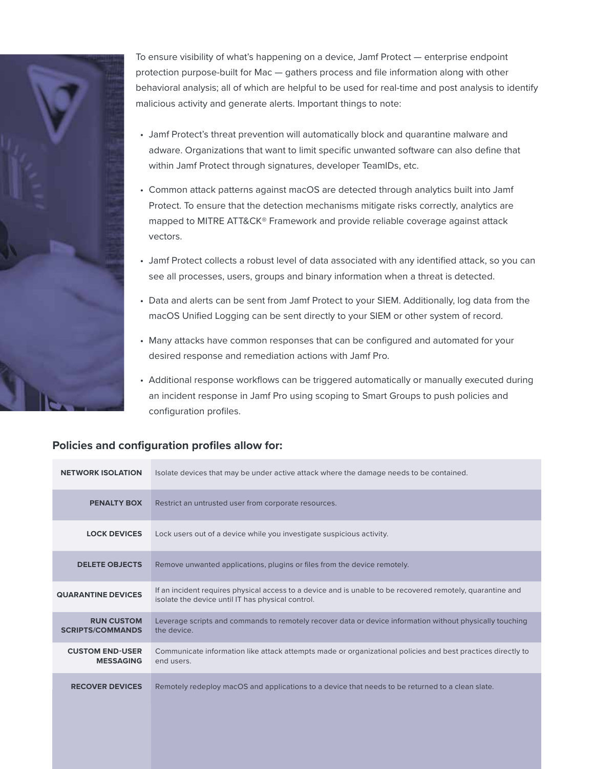To ensure visibility of what's happening on a device, Jamf Protect — enterprise endpoint protection purpose-built for Mac — gathers process and file information along with other behavioral analysis; all of which are helpful to be used for real-time and post analysis to identify malicious activity and generate alerts. Important things to note:

- Jamf Protect's threat prevention will automatically block and quarantine malware and adware. Organizations that want to limit specific unwanted software can also define that within Jamf Protect through signatures, developer TeamIDs, etc.
- Common attack patterns against macOS are detected through analytics built into Jamf Protect. To ensure that the detection mechanisms mitigate risks correctly, analytics are mapped to MITRE ATT&CK® Framework and provide reliable coverage against attack vectors.
- Jamf Protect collects a robust level of data associated with any identified attack, so you can see all processes, users, groups and binary information when a threat is detected.
- Data and alerts can be sent from Jamf Protect to your SIEM. Additionally, log data from the macOS Unified Logging can be sent directly to your SIEM or other system of record.
- Many attacks have common responses that can be configured and automated for your desired response and remediation actions with Jamf Pro.
- Additional response workflows can be triggered automatically or manually executed during an incident response in Jamf Pro using scoping to Smart Groups to push policies and configuration profiles.

### Policies and configuration profiles allow for:

| | |
|---|---|
| **NETWORK ISOLATION** | Isolate devices that may be under active attack where the damage needs to be contained. |
| **PENALTY BOX** | Restrict an untrusted user from corporate resources. |
| **LOCK DEVICES** | Lock users out of a device while you investigate suspicious activity. |
| **DELETE OBJECTS** | Remove unwanted applications, plugins or files from the device remotely. |
| **QUARANTINE DEVICES** | If an incident requires physical access to a device and is unable to be recovered remotely, quarantine and isolate the device until IT has physical control. |
| **RUN CUSTOM SCRIPTS/COMMANDS** | Leverage scripts and commands to remotely recover data or device information without physically touching the device. |
| **CUSTOM END-USER MESSAGING** | Communicate information like attack attempts made or organizational policies and best practices directly to end users. |
| **RECOVER DEVICES** | Remotely redeploy macOS and applications to a device that needs to be returned to a clean slate. |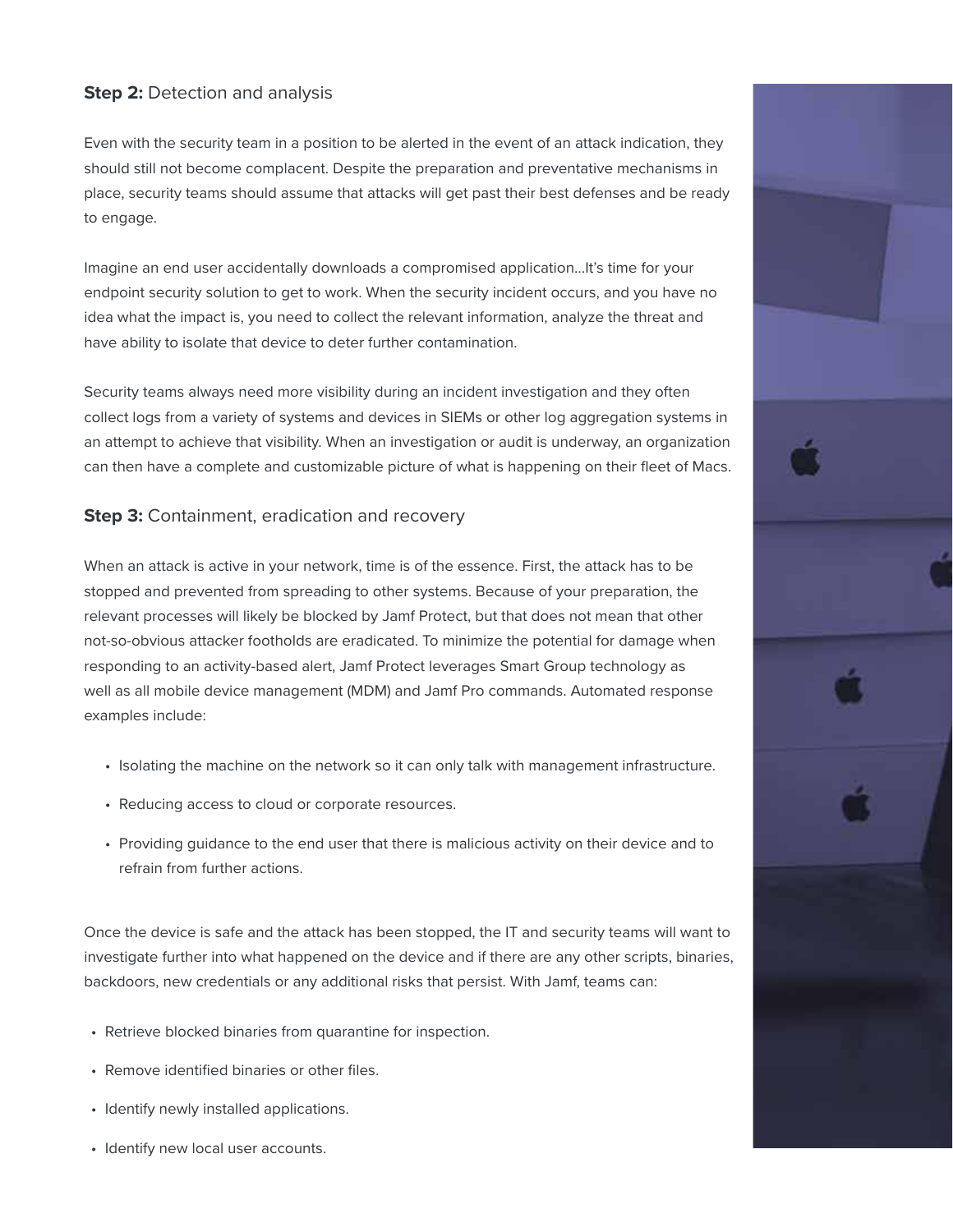**Step 2:** Detection and analysis

Even with the security team in a position to be alerted in the event of an attack indication, they should still not become complacent. Despite the preparation and preventative mechanisms in place, security teams should assume that attacks will get past their best defenses and be ready to engage.

Imagine an end user accidentally downloads a compromised application...It's time for your endpoint security solution to get to work. When the security incident occurs, and you have no idea what the impact is, you need to collect the relevant information, analyze the threat and have ability to isolate that device to deter further contamination.

Security teams always need more visibility during an incident investigation and they often collect logs from a variety of systems and devices in SIEMs or other log aggregation systems in an attempt to achieve that visibility. When an investigation or audit is underway, an organization can then have a complete and customizable picture of what is happening on their fleet of Macs.

**Step 3:** Containment, eradication and recovery

When an attack is active in your network, time is of the essence. First, the attack has to be stopped and prevented from spreading to other systems. Because of your preparation, the relevant processes will likely be blocked by Jamf Protect, but that does not mean that other not-so-obvious attacker footholds are eradicated. To minimize the potential for damage when responding to an activity-based alert, Jamf Protect leverages Smart Group technology as well as all mobile device management (MDM) and Jamf Pro commands. Automated response examples include:

- Isolating the machine on the network so it can only talk with management infrastructure.
- Reducing access to cloud or corporate resources.
- Providing guidance to the end user that there is malicious activity on their device and to refrain from further actions.

Once the device is safe and the attack has been stopped, the IT and security teams will want to investigate further into what happened on the device and if there are any other scripts, binaries, backdoors, new credentials or any additional risks that persist. With Jamf, teams can:

- Retrieve blocked binaries from quarantine for inspection.
- Remove identified binaries or other files.
- Identify newly installed applications.
- Identify new local user accounts.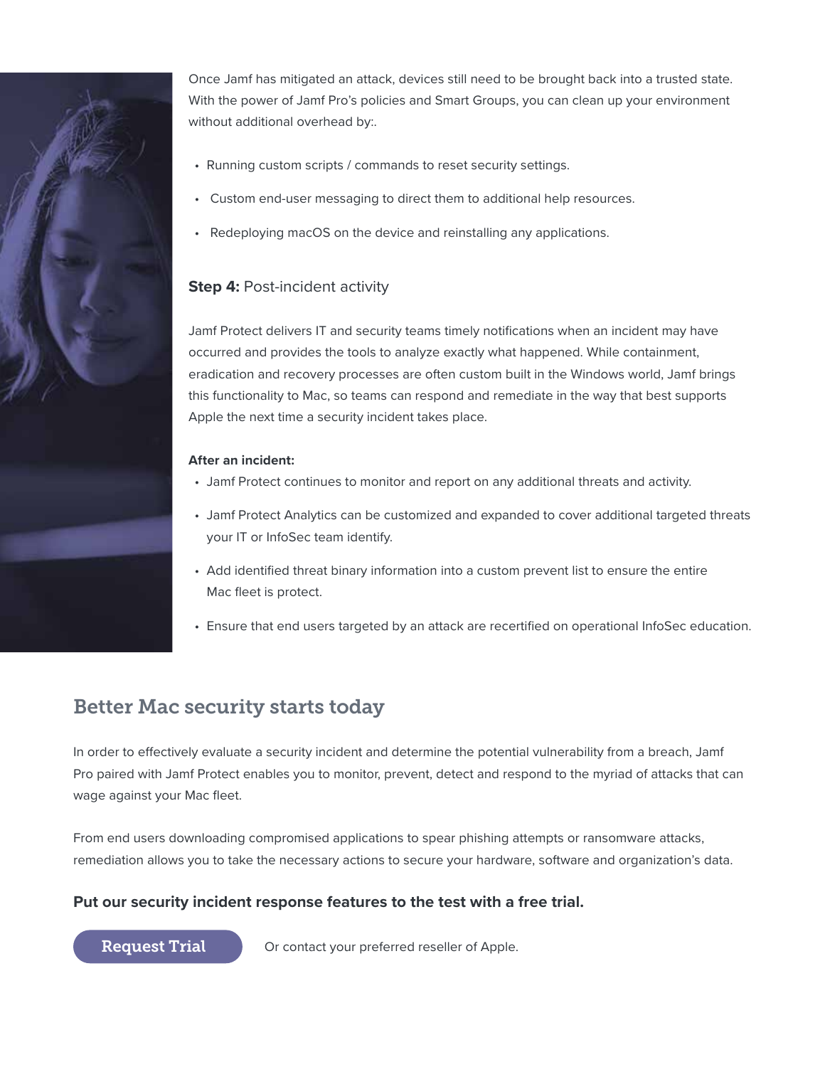Once Jamf has mitigated an attack, devices still need to be brought back into a trusted state. With the power of Jamf Pro's policies and Smart Groups, you can clean up your environment without additional overhead by:.

- Running custom scripts / commands to reset security settings.
- Custom end-user messaging to direct them to additional help resources.
- Redeploying macOS on the device and reinstalling any applications.

### **Step 4:** Post-incident activity

Jamf Protect delivers IT and security teams timely notifications when an incident may have occurred and provides the tools to analyze exactly what happened. While containment, eradication and recovery processes are often custom built in the Windows world, Jamf brings this functionality to Mac, so teams can respond and remediate in the way that best supports Apple the next time a security incident takes place.

**After an incident:**

- Jamf Protect continues to monitor and report on any additional threats and activity.
- Jamf Protect Analytics can be customized and expanded to cover additional targeted threats your IT or InfoSec team identify.
- Add identified threat binary information into a custom prevent list to ensure the entire Mac fleet is protect.
- Ensure that end users targeted by an attack are recertified on operational InfoSec education.

## Better Mac security starts today

In order to effectively evaluate a security incident and determine the potential vulnerability from a breach, Jamf Pro paired with Jamf Protect enables you to monitor, prevent, detect and respond to the myriad of attacks that can wage against your Mac fleet.

From end users downloading compromised applications to spear phishing attempts or ransomware attacks, remediation allows you to take the necessary actions to secure your hardware, software and organization's data.

**Put our security incident response features to the test with a free trial.**

Request Trial

Or contact your preferred reseller of Apple.